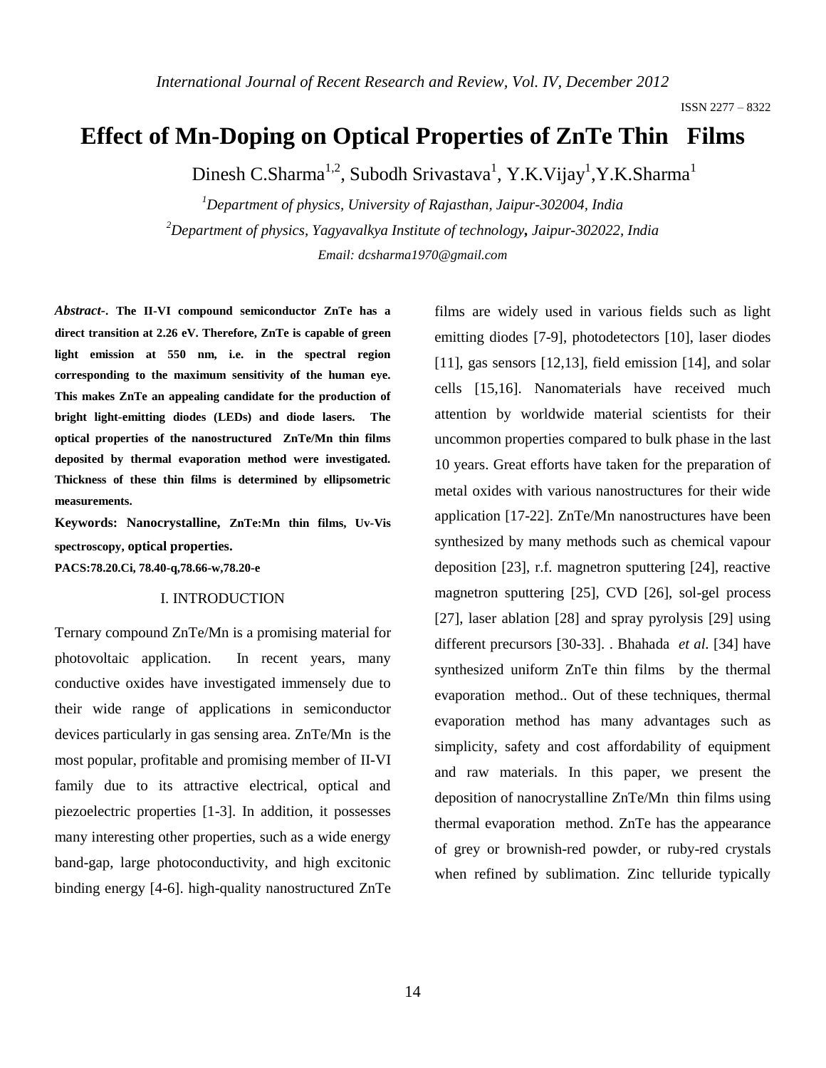# Effect of Mn-Doping on Optical Properties of ZnTe Thin Films

Dinesh C.Sharma[1,2], Subodh Srivastava[1], Y.K.Vijay[1], Y.K.Sharma[1]

[1]*Department of physics, University of Rajasthan, Jaipur-302004, India*

[2]*Department of physics, Yagyavalkya Institute of technology, Jaipur-302022, India*

*Email: dcsharma1970@gmail.com*

***Abstract-*. The II-VI compound semiconductor ZnTe has a direct transition at 2.26 eV. Therefore, ZnTe is capable of green light emission at 550 nm, i.e. in the spectral region corresponding to the maximum sensitivity of the human eye. This makes ZnTe an appealing candidate for the production of bright light-emitting diodes (LEDs) and diode lasers. The optical properties of the nanostructured ZnTe/Mn thin films deposited by thermal evaporation method were investigated. Thickness of these thin films is determined by ellipsometric measurements.**

**Keywords: Nanocrystalline, ZnTe:Mn thin films, Uv-Vis spectroscopy, optical properties.**

**PACS:78.20.Ci, 78.40-q,78.66-w,78.20-e**

## I. INTRODUCTION

Ternary compound ZnTe/Mn is a promising material for photovoltaic application. In recent years, many conductive oxides have investigated immensely due to their wide range of applications in semiconductor devices particularly in gas sensing area. ZnTe/Mn is the most popular, profitable and promising member of II-VI family due to its attractive electrical, optical and piezoelectric properties [1-3]. In addition, it possesses many interesting other properties, such as a wide energy band-gap, large photoconductivity, and high excitonic binding energy [4-6]. high-quality nanostructured ZnTe films are widely used in various fields such as light emitting diodes [7-9], photodetectors [10], laser diodes [11], gas sensors [12,13], field emission [14], and solar cells [15,16]. Nanomaterials have received much attention by worldwide material scientists for their uncommon properties compared to bulk phase in the last 10 years. Great efforts have taken for the preparation of metal oxides with various nanostructures for their wide application [17-22]. ZnTe/Mn nanostructures have been synthesized by many methods such as chemical vapour deposition [23], r.f. magnetron sputtering [24], reactive magnetron sputtering [25], CVD [26], sol-gel process [27], laser ablation [28] and spray pyrolysis [29] using different precursors [30-33]. . Bhahada *et al.* [34] have synthesized uniform ZnTe thin films by the thermal evaporation method.. Out of these techniques, thermal evaporation method has many advantages such as simplicity, safety and cost affordability of equipment and raw materials. In this paper, we present the deposition of nanocrystalline ZnTe/Mn thin films using thermal evaporation method. ZnTe has the appearance of grey or brownish-red powder, or ruby-red crystals when refined by sublimation. Zinc telluride typically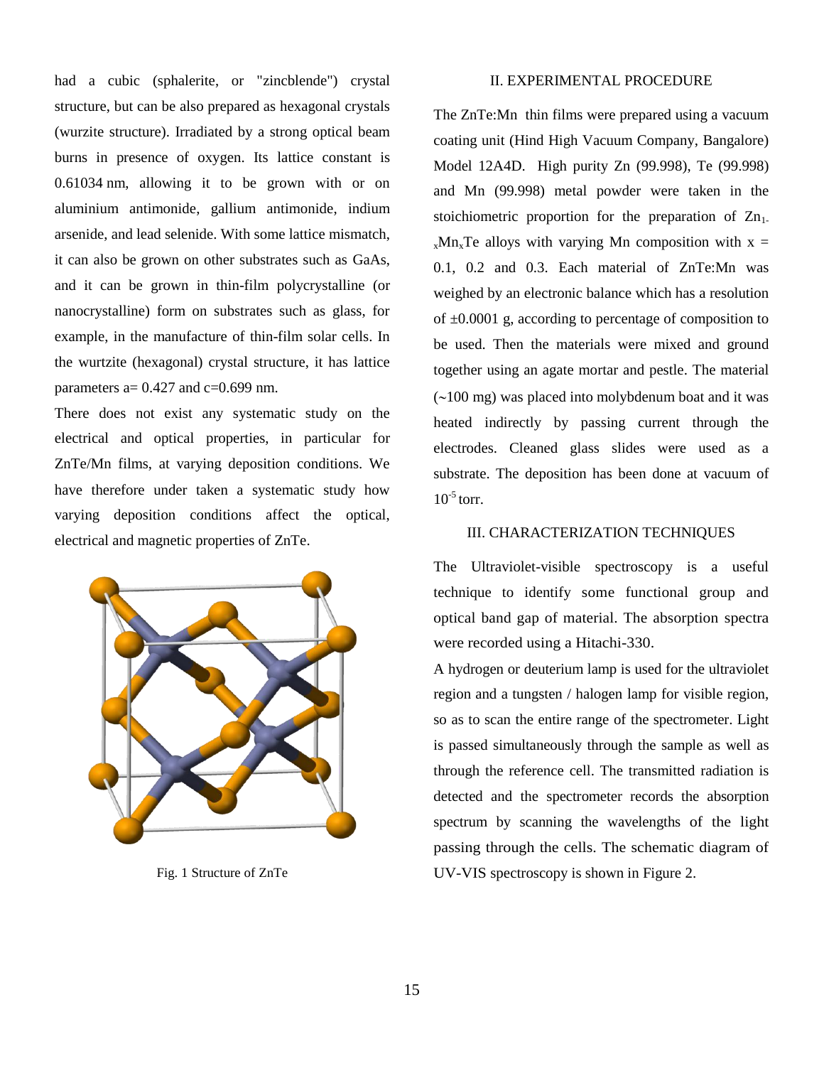had a cubic (sphalerite, or "zincblende") crystal structure, but can be also prepared as hexagonal crystals (wurzite structure). Irradiated by a strong optical beam burns in presence of oxygen. Its lattice constant is 0.61034 nm, allowing it to be grown with or on aluminium antimonide, gallium antimonide, indium arsenide, and lead selenide. With some lattice mismatch, it can also be grown on other substrates such as GaAs, and it can be grown in thin-film polycrystalline (or nanocrystalline) form on substrates such as glass, for example, in the manufacture of thin-film solar cells. In the wurtzite (hexagonal) crystal structure, it has lattice parameters a= 0.427 and c=0.699 nm.

There does not exist any systematic study on the electrical and optical properties, in particular for ZnTe/Mn films, at varying deposition conditions. We have therefore under taken a systematic study how varying deposition conditions affect the optical, electrical and magnetic properties of ZnTe.

Fig. 1 Structure of ZnTe

## II. EXPERIMENTAL PROCEDURE

The ZnTe:Mn thin films were prepared using a vacuum coating unit (Hind High Vacuum Company, Bangalore) Model 12A4D. High purity Zn (99.998), Te (99.998) and Mn (99.998) metal powder were taken in the stoichiometric proportion for the preparation of $Zn_{1-x}Mn_xTe$ alloys with varying Mn composition with x = 0.1, 0.2 and 0.3. Each material of ZnTe:Mn was weighed by an electronic balance which has a resolution of ±0.0001 g, according to percentage of composition to be used. Then the materials were mixed and ground together using an agate mortar and pestle. The material (~100 mg) was placed into molybdenum boat and it was heated indirectly by passing current through the electrodes. Cleaned glass slides were used as a substrate. The deposition has been done at vacuum of $10^{-5}$ torr.

## III. CHARACTERIZATION TECHNIQUES

The Ultraviolet-visible spectroscopy is a useful technique to identify some functional group and optical band gap of material. The absorption spectra were recorded using a Hitachi-330.

A hydrogen or deuterium lamp is used for the ultraviolet region and a tungsten / halogen lamp for visible region, so as to scan the entire range of the spectrometer. Light is passed simultaneously through the sample as well as through the reference cell. The transmitted radiation is detected and the spectrometer records the absorption spectrum by scanning the wavelengths of the light passing through the cells. The schematic diagram of UV-VIS spectroscopy is shown in Figure 2.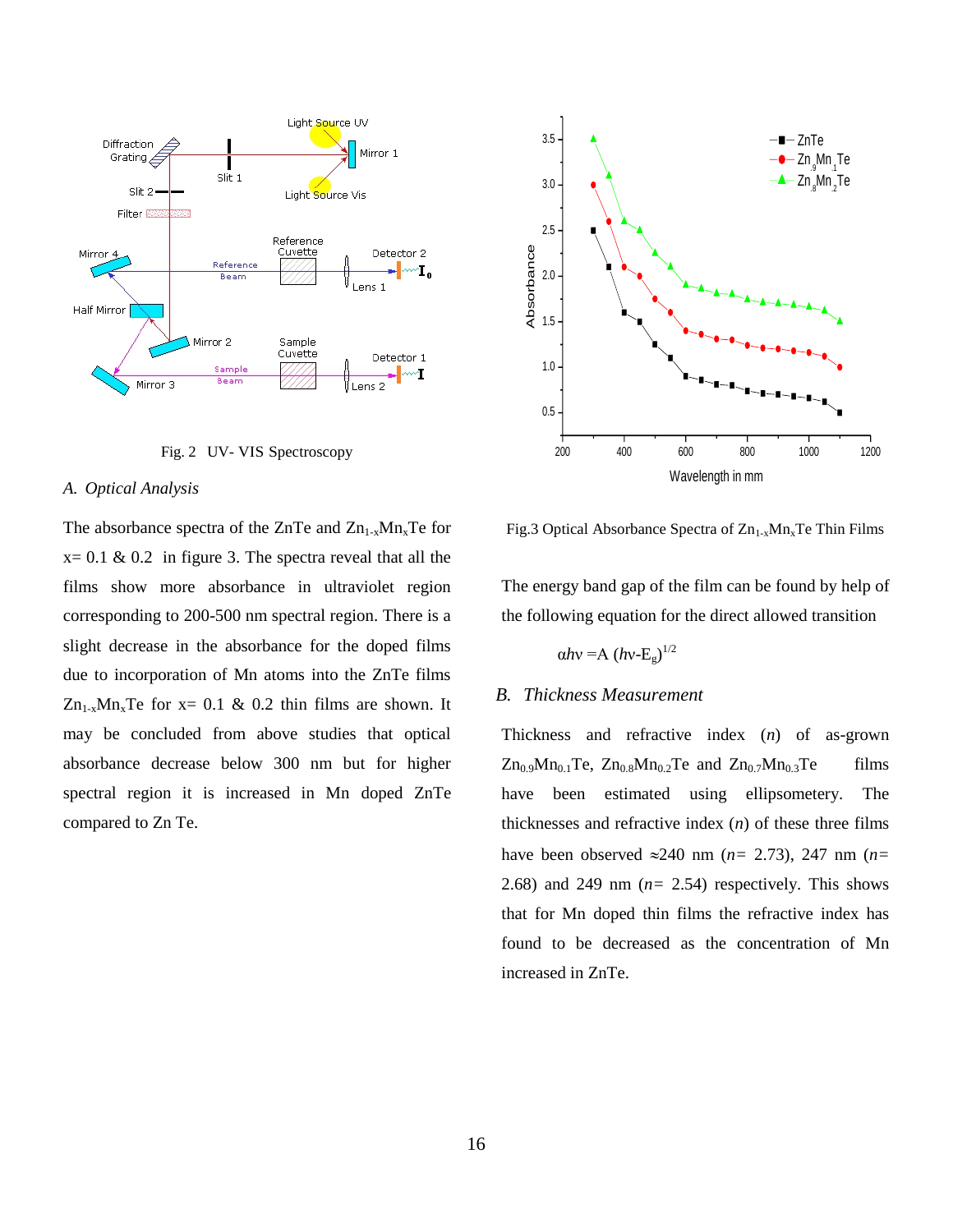Fig. 2 UV- VIS Spectroscopy

### *A. Optical Analysis*

The absorbance spectra of the ZnTe and $Zn_{1-x}Mn_xTe$ for x= 0.1 & 0.2 in figure 3. The spectra reveal that all the films show more absorbance in ultraviolet region corresponding to 200-500 nm spectral region. There is a slight decrease in the absorbance for the doped films due to incorporation of Mn atoms into the ZnTe films $Zn_{1-x}Mn_xTe$ for x= 0.1 & 0.2 thin films are shown. It may be concluded from above studies that optical absorbance decrease below 300 nm but for higher spectral region it is increased in Mn doped ZnTe compared to Zn Te.

Fig.3 Optical Absorbance Spectra of $Zn_{1-x}Mn_xTe$ Thin Films

The energy band gap of the film can be found by help of the following equation for the direct allowed transition

$$\alpha h\nu = A\,(h\nu - E_g)^{1/2}$$

### *B. Thickness Measurement*

Thickness and refractive index (*n*) of as-grown $Zn_{0.9}Mn_{0.1}Te$, $Zn_{0.8}Mn_{0.2}Te$ and $Zn_{0.7}Mn_{0.3}Te$ films have been estimated using ellipsometery. The thicknesses and refractive index (*n*) of these three films have been observed ≈240 nm (*n*= 2.73), 247 nm (*n*= 2.68) and 249 nm (*n*= 2.54) respectively. This shows that for Mn doped thin films the refractive index has found to be decreased as the concentration of Mn increased in ZnTe.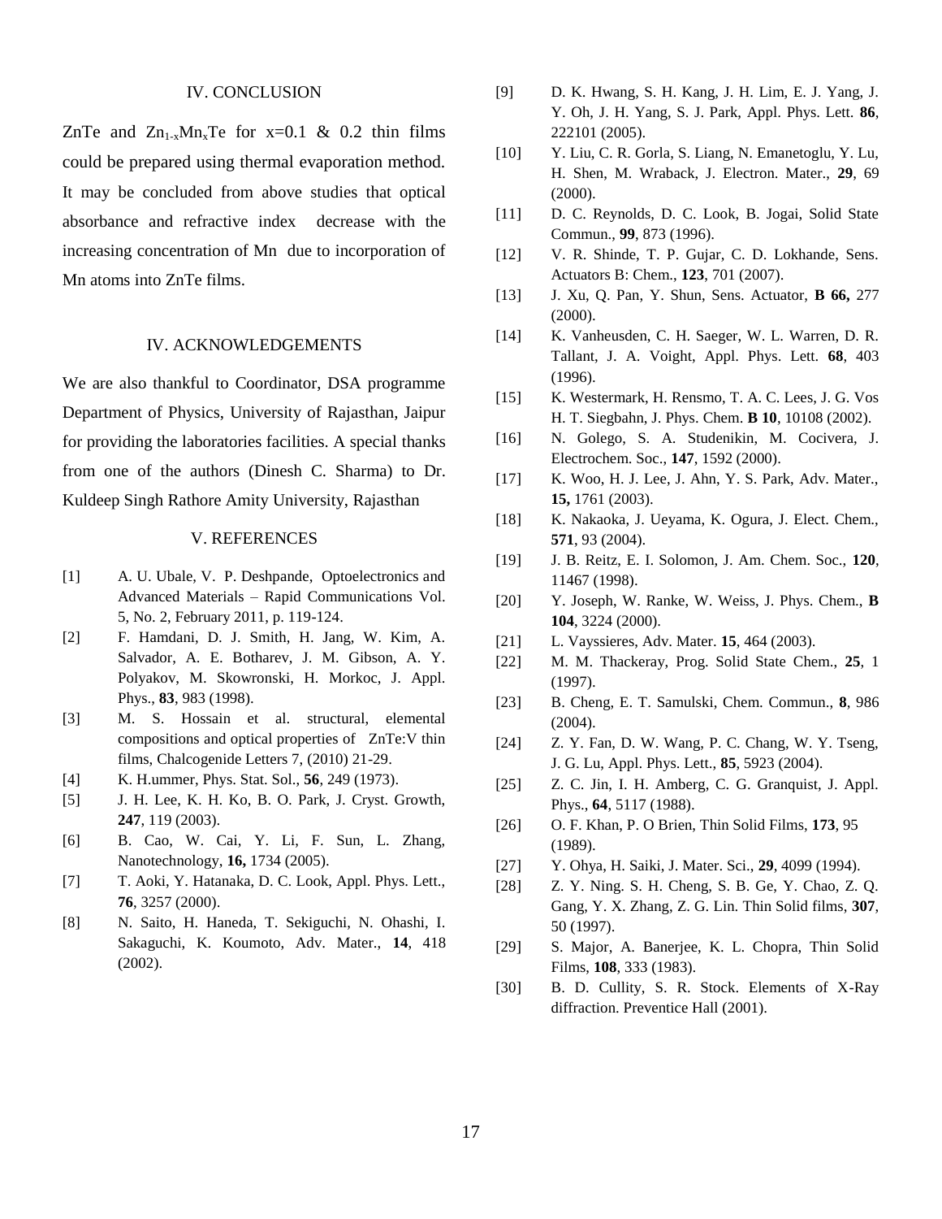## IV. CONCLUSION

ZnTe and $Zn_{1-x}Mn_xTe$ for x=0.1 & 0.2 thin films could be prepared using thermal evaporation method. It may be concluded from above studies that optical absorbance and refractive index decrease with the increasing concentration of Mn due to incorporation of Mn atoms into ZnTe films.

## IV. ACKNOWLEDGEMENTS

We are also thankful to Coordinator, DSA programme Department of Physics, University of Rajasthan, Jaipur for providing the laboratories facilities. A special thanks from one of the authors (Dinesh C. Sharma) to Dr. Kuldeep Singh Rathore Amity University, Rajasthan

## V. REFERENCES

[1] A. U. Ubale, V. P. Deshpande, Optoelectronics and Advanced Materials – Rapid Communications Vol. 5, No. 2, February 2011, p. 119-124.

[2] F. Hamdani, D. J. Smith, H. Jang, W. Kim, A. Salvador, A. E. Botharev, J. M. Gibson, A. Y. Polyakov, M. Skowronski, H. Morkoc, J. Appl. Phys., **83**, 983 (1998).

[3] M. S. Hossain et al. structural, elemental compositions and optical properties of ZnTe:V thin films, Chalcogenide Letters 7, (2010) 21-29.

[4] K. H.ummer, Phys. Stat. Sol., **56**, 249 (1973).

[5] J. H. Lee, K. H. Ko, B. O. Park, J. Cryst. Growth, **247**, 119 (2003).

[6] B. Cao, W. Cai, Y. Li, F. Sun, L. Zhang, Nanotechnology, **16,** 1734 (2005).

[7] T. Aoki, Y. Hatanaka, D. C. Look, Appl. Phys. Lett., **76**, 3257 (2000).

[8] N. Saito, H. Haneda, T. Sekiguchi, N. Ohashi, I. Sakaguchi, K. Koumoto, Adv. Mater., **14**, 418 (2002).

[9] D. K. Hwang, S. H. Kang, J. H. Lim, E. J. Yang, J. Y. Oh, J. H. Yang, S. J. Park, Appl. Phys. Lett. **86**, 222101 (2005).

[10] Y. Liu, C. R. Gorla, S. Liang, N. Emanetoglu, Y. Lu, H. Shen, M. Wraback, J. Electron. Mater., **29**, 69 (2000).

[11] D. C. Reynolds, D. C. Look, B. Jogai, Solid State Commun., **99**, 873 (1996).

[12] V. R. Shinde, T. P. Gujar, C. D. Lokhande, Sens. Actuators B: Chem., **123**, 701 (2007).

[13] J. Xu, Q. Pan, Y. Shun, Sens. Actuator, **B 66,** 277 (2000).

[14] K. Vanheusden, C. H. Saeger, W. L. Warren, D. R. Tallant, J. A. Voight, Appl. Phys. Lett. **68**, 403 (1996).

[15] K. Westermark, H. Rensmo, T. A. C. Lees, J. G. Vos H. T. Siegbahn, J. Phys. Chem. **B 10**, 10108 (2002).

[16] N. Golego, S. A. Studenikin, M. Cocivera, J. Electrochem. Soc., **147**, 1592 (2000).

[17] K. Woo, H. J. Lee, J. Ahn, Y. S. Park, Adv. Mater., **15,** 1761 (2003).

[18] K. Nakaoka, J. Ueyama, K. Ogura, J. Elect. Chem., **571**, 93 (2004).

[19] J. B. Reitz, E. I. Solomon, J. Am. Chem. Soc., **120**, 11467 (1998).

[20] Y. Joseph, W. Ranke, W. Weiss, J. Phys. Chem., **B 104**, 3224 (2000).

[21] L. Vayssieres, Adv. Mater. **15**, 464 (2003).

[22] M. M. Thackeray, Prog. Solid State Chem., **25**, 1 (1997).

[23] B. Cheng, E. T. Samulski, Chem. Commun., **8**, 986 (2004).

[24] Z. Y. Fan, D. W. Wang, P. C. Chang, W. Y. Tseng, J. G. Lu, Appl. Phys. Lett., **85**, 5923 (2004).

[25] Z. C. Jin, I. H. Amberg, C. G. Granquist, J. Appl. Phys., **64**, 5117 (1988).

[26] O. F. Khan, P. O Brien, Thin Solid Films, **173**, 95 (1989).

[27] Y. Ohya, H. Saiki, J. Mater. Sci., **29**, 4099 (1994).

[28] Z. Y. Ning. S. H. Cheng, S. B. Ge, Y. Chao, Z. Q. Gang, Y. X. Zhang, Z. G. Lin. Thin Solid films, **307**, 50 (1997).

[29] S. Major, A. Banerjee, K. L. Chopra, Thin Solid Films, **108**, 333 (1983).

[30] B. D. Cullity, S. R. Stock. Elements of X-Ray diffraction. Preventice Hall (2001).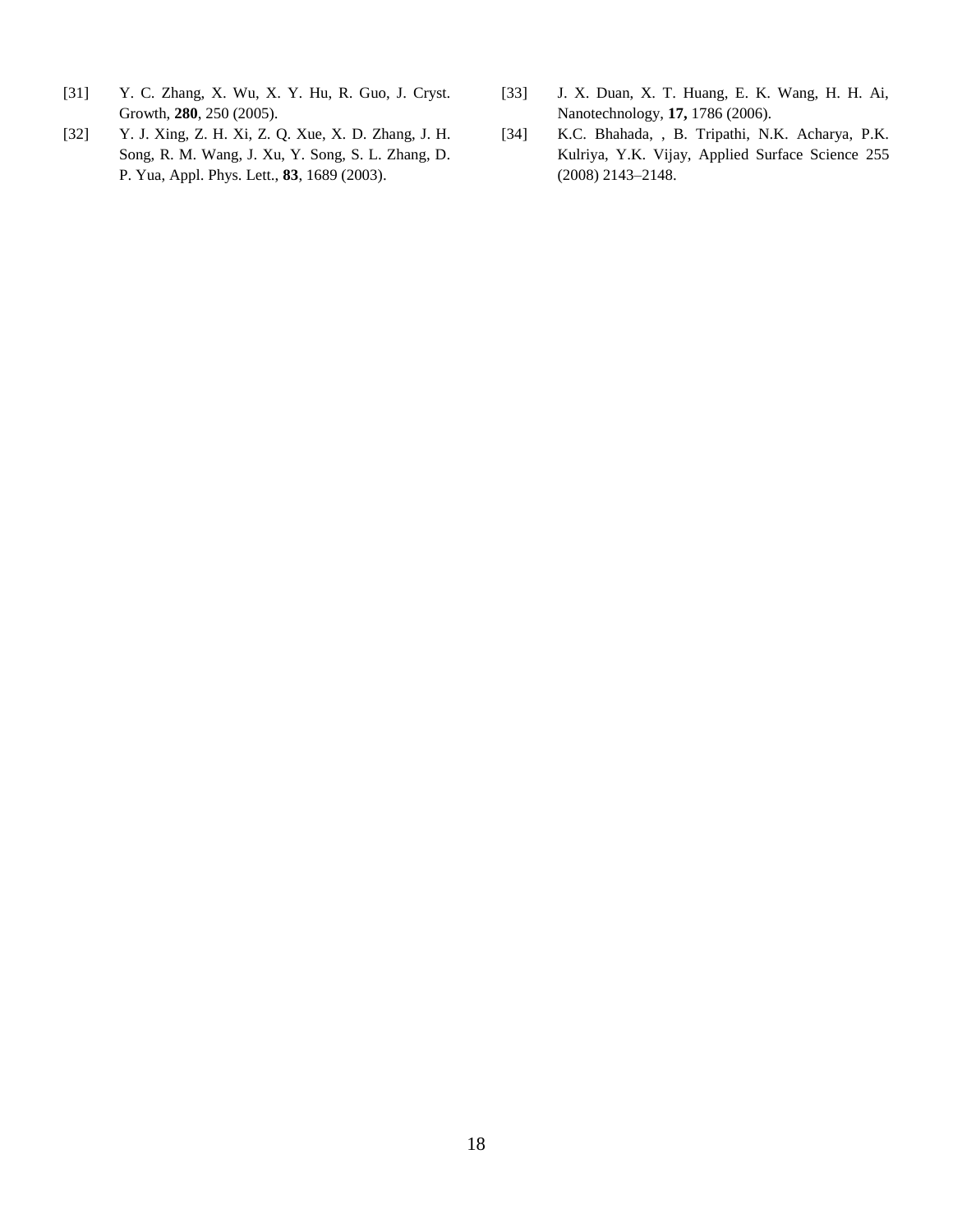[31] Y. C. Zhang, X. Wu, X. Y. Hu, R. Guo, J. Cryst. Growth, **280**, 250 (2005).

[32] Y. J. Xing, Z. H. Xi, Z. Q. Xue, X. D. Zhang, J. H. Song, R. M. Wang, J. Xu, Y. Song, S. L. Zhang, D. P. Yua, Appl. Phys. Lett., **83**, 1689 (2003).

[33] J. X. Duan, X. T. Huang, E. K. Wang, H. H. Ai, Nanotechnology, **17,** 1786 (2006).

[34] K.C. Bhahada, , B. Tripathi, N.K. Acharya, P.K. Kulriya, Y.K. Vijay, Applied Surface Science 255 (2008) 2143–2148.